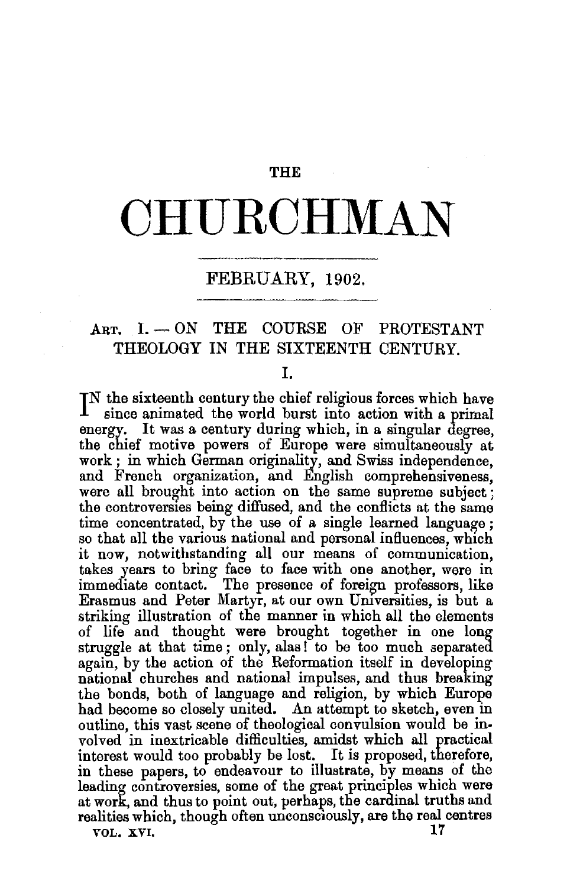THE

# CHURCHMAN

FEBRUARY, 1902.

## ART. I. — ON THE COURSE OF PROTESTANT THEOLOGY IN THE SIXTEENTH CENTURY.

### I.

IN the sixteenth century the chief religious forces which have since animated the world burst into action with a primal energy. It was a century during which, in a singular degree, the chief motive powers of Europe were simultaneously at work; in which German originality, and Swiss independence, and French organization, and English comprehensiveness, were all brought into action on the same supreme subject; the controversies being diffused, and the conflicts at the same time concentrated, by the use of a single learned language; so that all the various national and personal influences, which it now, notwithstanding all our means of communication, takes years to bring face to face with one another, were in immediate contact. The presence of foreign professors, like Erasmus and Peter Martyr, at our own Universities, is but a striking illustration of the manner in which all the elements of life and thought were brought together in one long struggle at that time; only, alas! to be too much separated again, by the action of the Reformation itself in developing national churches and national impulses, and thus breaking the bonds, both of language and religion, by which Europe had become so closely united. An attempt to sketch, even in outline, this vast scene of theological convulsion would be involved in inextricable difficulties, amidst which all practical interest would too probably be lost. It is proposed, therefore, in these papers, to endeavour to illustrate, by means of the leading controversies, some of the great principles which were at work, and thus to point out, perhaps, the cardinal truths and realities which, though often unconsciously, are the real centres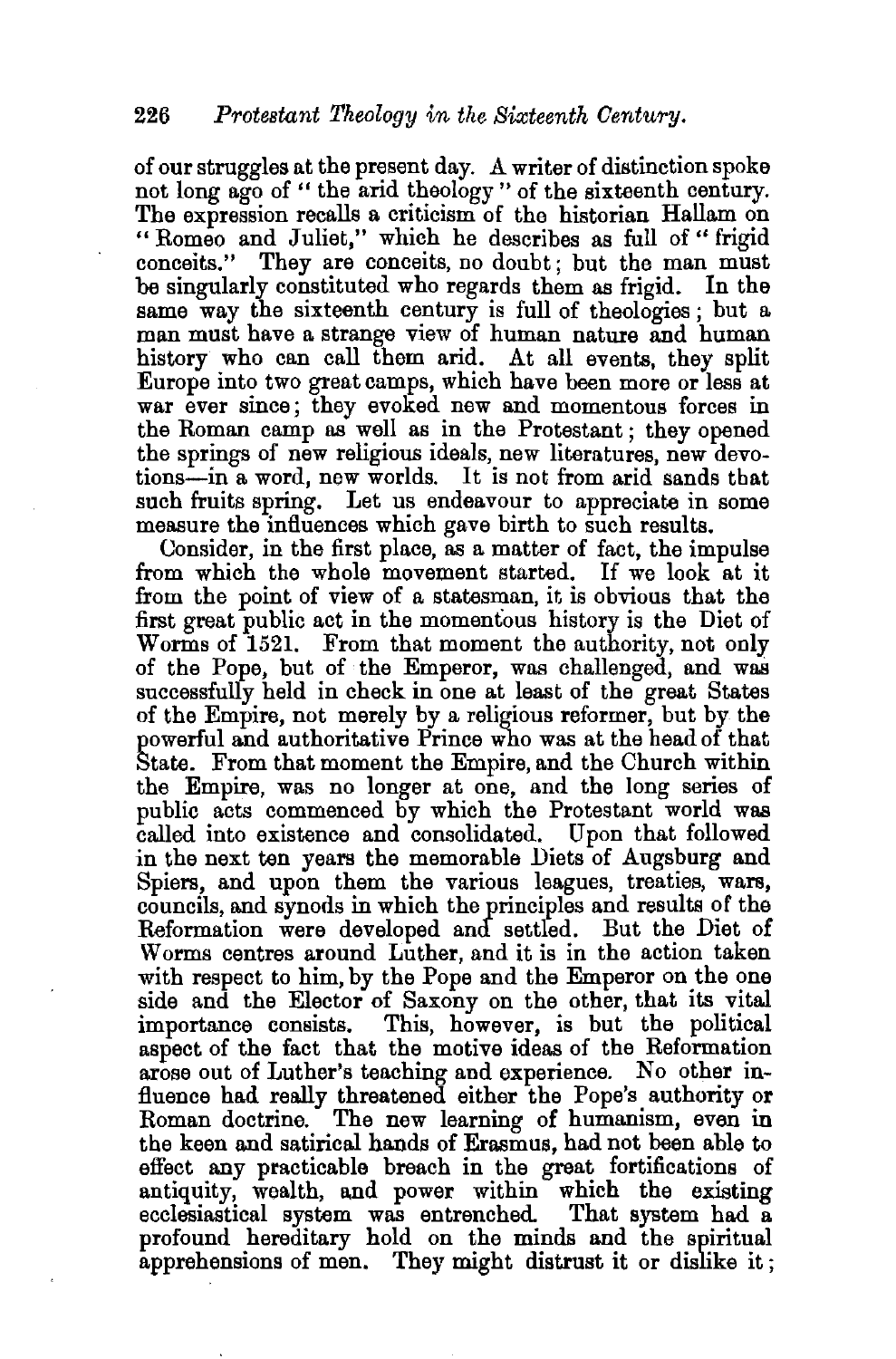of our struggles at the present day. A writer of distinction spoke not long ago of "the arid theology" of the sixteenth century. The expression recalls a criticism of the historian Hallam on "Romeo and Juliet," which he describes as full of "frigid conceits." They are conceits, no doubt; but the man must be singularly constituted who regards them as frigid. In the same way the sixteenth century is full of theologies; but a man must have a strange view of human nature and human history who can call them arid. At all events, they split Europe into two great camps, which have been more or less at war ever since; they evoked new and momentous forces in the Roman camp as well as in the Protestant; they opened the springs of new religious ideals, new literatures, new devotions—in a word, new worlds. It is not from arid sands that such fruits spring. Let us endeavour to appreciate in some measure the influences which gave birth to such results.

Consider, in the first place, as a matter of fact, the impulse from which the whole movement started. If we look at it from the point of view of a statesman, it is obvious that the first great public act in the momentous history is the Diet of Worms of 1521. From that moment the authority, not only of the Pope, but of the Emperor, was challenged, and was successfully held in check in one at least of the great States of the Empire, not merely by a religious reformer, but by the powerful and authoritative Prince who was at the head of that State. From that moment the Empire, and the Church within the Empire, was no longer at one, and the long series of public acts commenced by which the Protestant world was called into existence and consolidated. Upon that followed in the next ten years the memorable Diets of Augsburg and Spiers, and upon them the various leagues, treaties, wars, councils, and synods in which the principles and results of the Reformation were developed and settled. But the Diet of Worms centres around Luther, and it is in the action taken with respect to him, by the Pope and the Emperor on the one side and the Elector of Saxony on the other, that its vital importance consists. This, however, is but the political aspect of the fact that the motive ideas of the Reformation arose out of Luther's teaching and experience. No other influence had really threatened either the Pope's authority or Roman doctrine. The new learning of humanism, even in the keen and satirical hands of Erasmus, had not been able to effect any practicable breach in the great fortifications of antiquity, wealth, and power within which the existing ecclesiastical system was entrenched. That system had a profound hereditary hold on the minds and the spiritual apprehensions of men. They might distrust it or dislike it;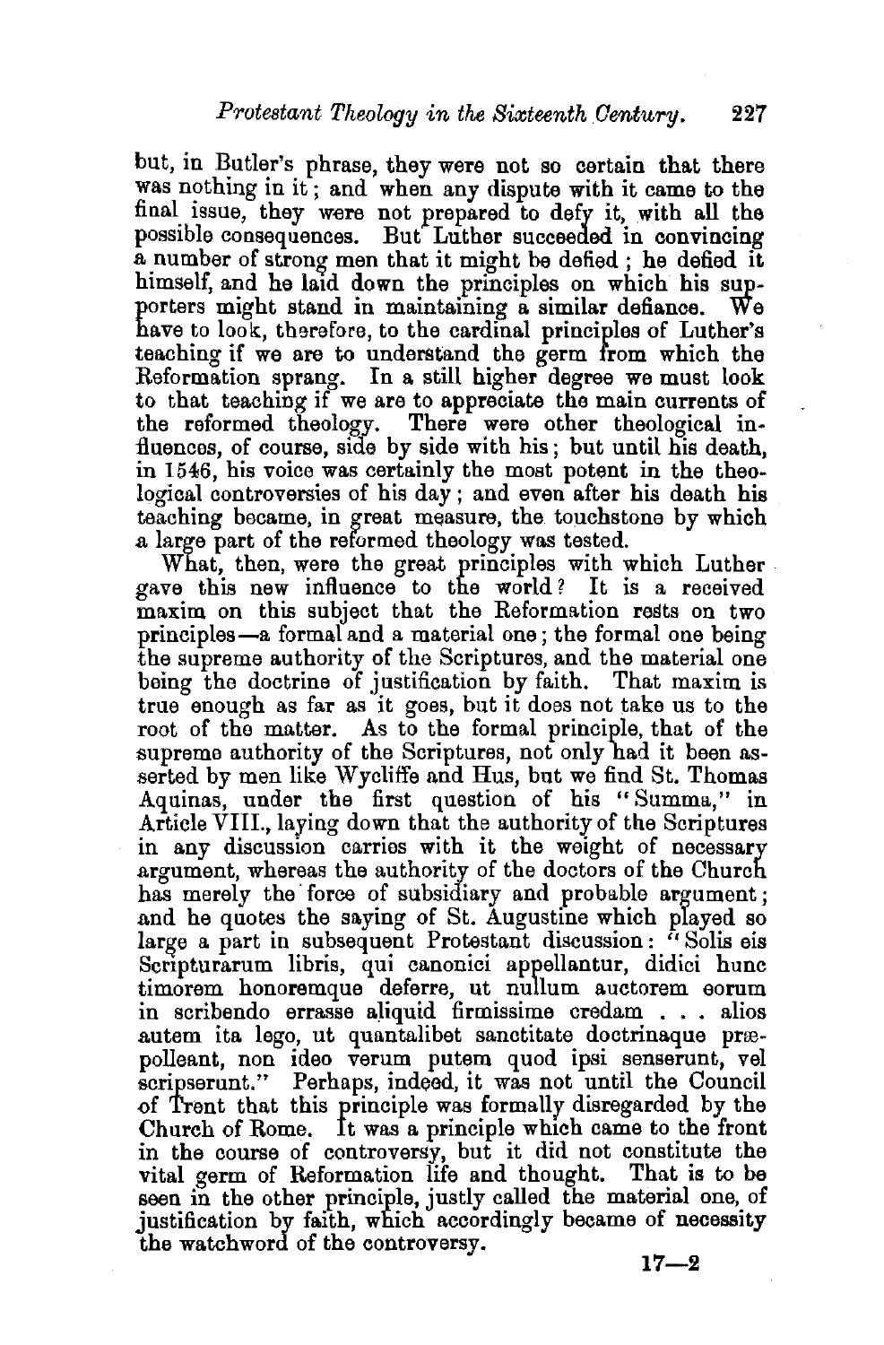but, in Butler's phrase, they were not so certain that there was nothing in it; and when any dispute with it came to the final issue, they were not prepared to defy it, with all the possible consequences. But Luther succeeded in convincing a number of strong men that it might be defied; he defied it himself, and he laid down the principles on which his supporters might stand in maintaining a similar defiance. We have to look, therefore, to the cardinal principles of Luther's teaching if we are to understand the germ from which the Reformation sprang. In a still higher degree we must look to that teaching if we are to appreciate the main currents of the reformed theology. There were other theological influences, of course, side by side with his; but until his death, in 1546, his voice was certainly the most potent in the theological controversies of his day; and even after his death his teaching became, in great measure, the touchstone by which a large part of the reformed theology was tested.

What, then, were the great principles with which Luther gave this new influence to the world? It is a received maxim on this subject that the Reformation rests on two principles—a formal and a material one; the formal one being the supreme authority of the Scriptures, and the material one being the doctrine of justification by faith. That maxim is true enough as far as it goes, but it does not take us to the root of the matter. As to the formal principle, that of the supreme authority of the Scriptures, not only had it been asserted by men like Wycliffe and Hus, but we find St. Thomas Aquinas, under the first question of his "Summa," in Article VIII., laying down that the authority of the Scriptures in any discussion carries with it the weight of necessary argument, whereas the authority of the doctors of the Church has merely the force of subsidiary and probable argument; and he quotes the saying of St. Augustine which played so large a part in subsequent Protestant discussion: "Solis eis Scripturarum libris, qui canonici appellantur, didici hunc timorem honoremque deferre, ut nullum auctorem eorum in scribendo errasse aliquid firmissime credam . . . alios autem ita lego, ut quantalibet sanctitate doctrinaque præpolleant, non ideo verum putem quod ipsi senserunt, vel scripserunt." Perhaps, indeed, it was not until the Council of Trent that this principle was formally disregarded by the Church of Rome. It was a principle which came to the front in the course of controversy, but it did not constitute the vital germ of Reformation life and thought. That is to be seen in the other principle, justly called the material one, of justification by faith, which accordingly became of necessity the watchword of the controversy.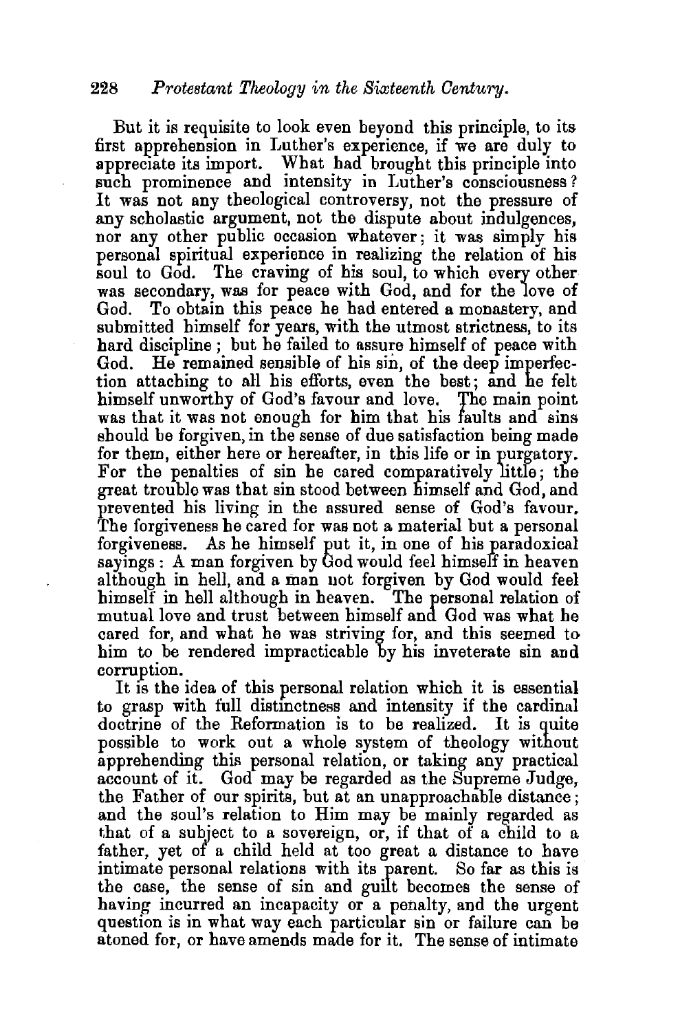But it is requisite to look even beyond this principle, to its first apprehension in Luther's experience, if we are duly to appreciate its import. What had brought this principle into such prominence and intensity in Luther's consciousness? It was not any theological controversy, not the pressure of any scholastic argument, not the dispute about indulgences, nor any other public occasion whatever; it was simply his personal spiritual experience in realizing the relation of his soul to God. The craving of his soul, to which every other was secondary, was for peace with God, and for the love of God. To obtain this peace he had entered a monastery, and submitted himself for years, with the utmost strictness, to its hard discipline; but he failed to assure himself of peace with God. He remained sensible of his sin, of the deep imperfection attaching to all his efforts, even the best; and he felt himself unworthy of God's favour and love. The main point was that it was not enough for him that his faults and sins should be forgiven, in the sense of due satisfaction being made for them, either here or hereafter, in this life or in purgatory. For the penalties of sin he cared comparatively little; the great trouble was that sin stood between himself and God, and prevented his living in the assured sense of God's favour. The forgiveness he cared for was not a material but a personal forgiveness. As he himself put it, in one of his paradoxical sayings: A man forgiven by God would feel himself in heaven although in hell, and a man not forgiven by God would feel himself in hell although in heaven. The personal relation of mutual love and trust between himself and God was what he cared for, and what he was striving for, and this seemed to him to be rendered impracticable by his inveterate sin and corruption.

It is the idea of this personal relation which it is essential to grasp with full distinctness and intensity if the cardinal doctrine of the Reformation is to be realized. It is quite possible to work out a whole system of theology without apprehending this personal relation, or taking any practical account of it. God may be regarded as the Supreme Judge, the Father of our spirits, but at an unapproachable distance; and the soul's relation to Him may be mainly regarded as that of a subject to a sovereign, or, if that of a child to a father, yet of a child held at too great a distance to have intimate personal relations with its parent. So far as this is the case, the sense of sin and guilt becomes the sense of having incurred an incapacity or a penalty, and the urgent question is in what way each particular sin or failure can be atoned for, or have amends made for it. The sense of intimate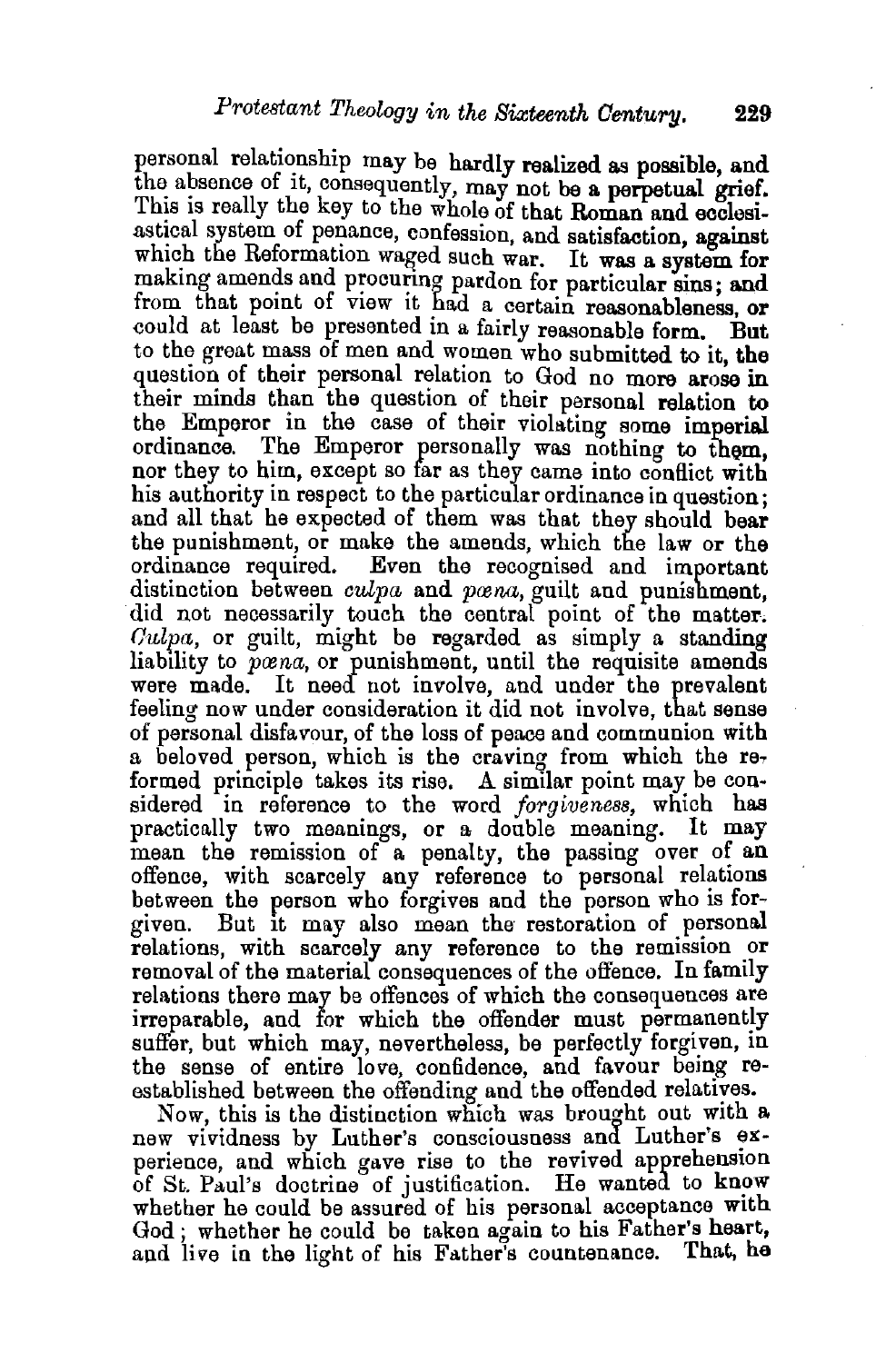personal relationship may be hardly realized as possible, and the absence of it, consequently, may not be a perpetual grief. This is really the key to the whole of that Roman and ecclesiastical system of penance, confession, and satisfaction, against which the Reformation waged such war. It was a system for making amends and procuring pardon for particular sins; and from that point of view it had a certain reasonableness, or could at least be presented in a fairly reasonable form. But to the great mass of men and women who submitted to it, the question of their personal relation to God no more arose in their minds than the question of their personal relation to the Emperor in the case of their violating some imperial ordinance. The Emperor personally was nothing to them, nor they to him, except so far as they came into conflict with his authority in respect to the particular ordinance in question; and all that he expected of them was that they should bear the punishment, or make the amends, which the law or the ordinance required. Even the recognised and important distinction between *culpa* and *pœna*, guilt and punishment, did not necessarily touch the central point of the matter. *Culpa*, or guilt, might be regarded as simply a standing liability to *pœna*, or punishment, until the requisite amends were made. It need not involve, and under the prevalent feeling now under consideration it did not involve, that sense of personal disfavour, of the loss of peace and communion with a beloved person, which is the craving from which the reformed principle takes its rise. A similar point may be considered in reference to the word *forgiveness*, which has practically two meanings, or a double meaning. It may mean the remission of a penalty, the passing over of an offence, with scarcely any reference to personal relations between the person who forgives and the person who is forgiven. But it may also mean the restoration of personal relations, with scarcely any reference to the remission or removal of the material consequences of the offence. In family relations there may be offences of which the consequences are irreparable, and for which the offender must permanently suffer, but which may, nevertheless, be perfectly forgiven, in the sense of entire love, confidence, and favour being re-established between the offending and the offended relatives.

Now, this is the distinction which was brought out with a new vividness by Luther's consciousness and Luther's experience, and which gave rise to the revived apprehension of St. Paul's doctrine of justification. He wanted to know whether he could be assured of his personal acceptance with God; whether he could be taken again to his Father's heart, and live in the light of his Father's countenance. That, he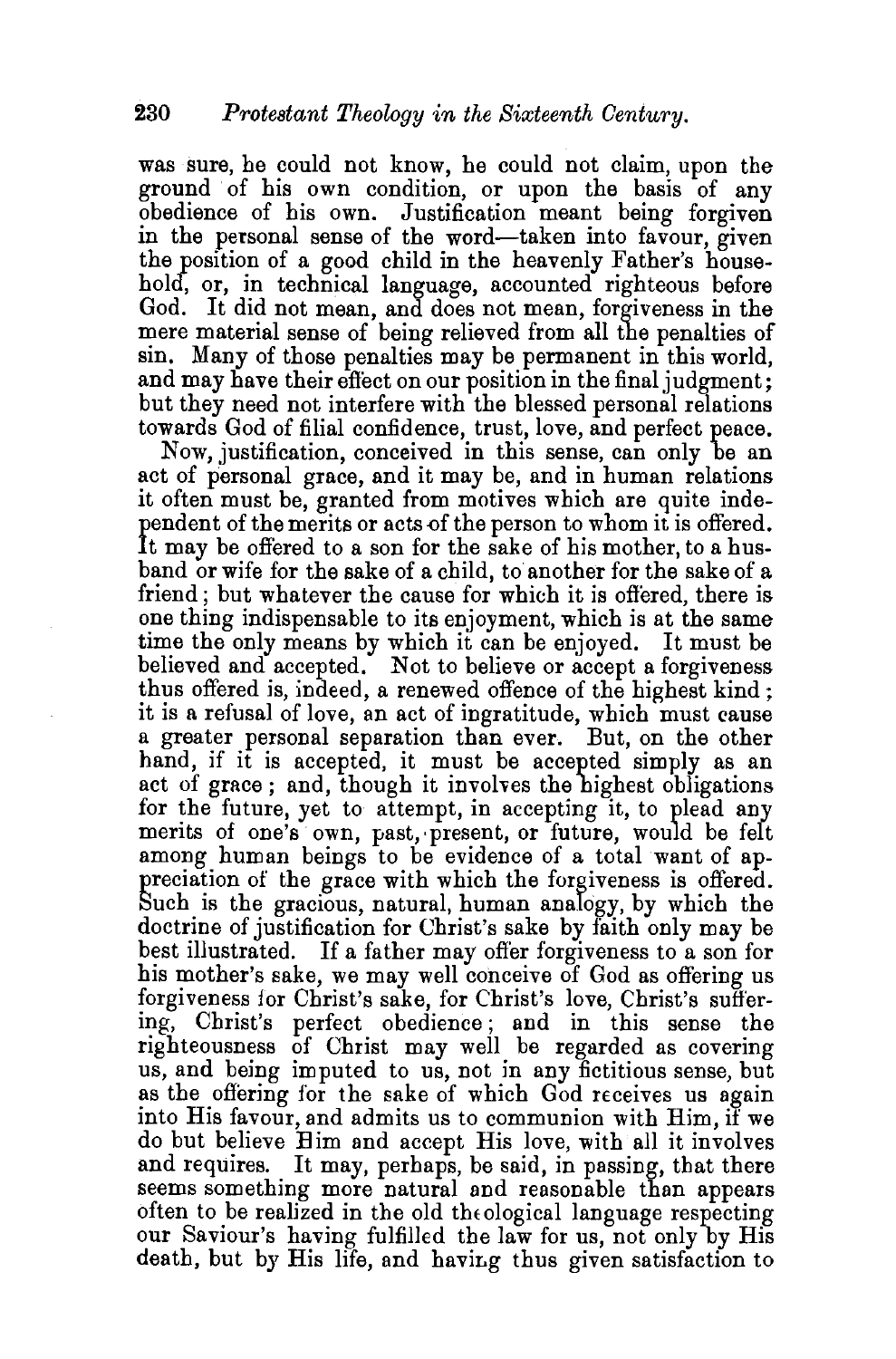was sure, he could not know, he could not claim, upon the ground of his own condition, or upon the basis of any obedience of his own. Justification meant being forgiven in the personal sense of the word—taken into favour, given the position of a good child in the heavenly Father's household, or, in technical language, accounted righteous before God. It did not mean, and does not mean, forgiveness in the mere material sense of being relieved from all the penalties of sin. Many of those penalties may be permanent in this world, and may have their effect on our position in the final judgment; but they need not interfere with the blessed personal relations towards God of filial confidence, trust, love, and perfect peace.

Now, justification, conceived in this sense, can only be an act of personal grace, and it may be, and in human relations it often must be, granted from motives which are quite independent of the merits or acts of the person to whom it is offered. It may be offered to a son for the sake of his mother, to a husband or wife for the sake of a child, to another for the sake of a friend; but whatever the cause for which it is offered, there is one thing indispensable to its enjoyment, which is at the same time the only means by which it can be enjoyed. It must be believed and accepted. Not to believe or accept a forgiveness thus offered is, indeed, a renewed offence of the highest kind; it is a refusal of love, an act of ingratitude, which must cause a greater personal separation than ever. But, on the other hand, if it is accepted, it must be accepted simply as an act of grace; and, though it involves the highest obligations for the future, yet to attempt, in accepting it, to plead any merits of one's own, past, present, or future, would be felt among human beings to be evidence of a total want of appreciation of the grace with which the forgiveness is offered. Such is the gracious, natural, human analogy, by which the doctrine of justification for Christ's sake by faith only may be best illustrated. If a father may offer forgiveness to a son for his mother's sake, we may well conceive of God as offering us forgiveness for Christ's sake, for Christ's love, Christ's suffering, Christ's perfect obedience; and in this sense the righteousness of Christ may well be regarded as covering us, and being imputed to us, not in any fictitious sense, but as the offering for the sake of which God receives us again into His favour, and admits us to communion with Him, if we do but believe Him and accept His love, with all it involves and requires. It may, perhaps, be said, in passing, that there seems something more natural and reasonable than appears often to be realized in the old theological language respecting our Saviour's having fulfilled the law for us, not only by His death, but by His life, and having thus given satisfaction to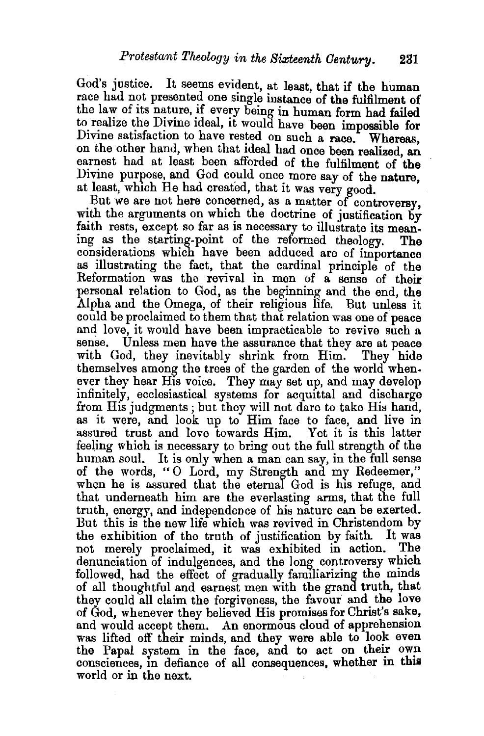God's justice. It seems evident, at least, that if the human race had not presented one single instance of the fulfilment of the law of its nature, if every being in human form had failed to realize the Divine ideal, it would have been impossible for Divine satisfaction to have rested on such a race. Whereas, on the other hand, when that ideal had once been realized, an earnest had at least been afforded of the fulfilment of the Divine purpose, and God could once more say of the nature, at least, which He had created, that it was very good.

But we are not here concerned, as a matter of controversy, with the arguments on which the doctrine of justification by faith rests, except so far as is necessary to illustrate its meaning as the starting-point of the reformed theology. The considerations which have been adduced are of importance as illustrating the fact, that the cardinal principle of the Reformation was the revival in men of a sense of their personal relation to God, as the beginning and the end, the Alpha and the Omega, of their religious life. But unless it could be proclaimed to them that that relation was one of peace and love, it would have been impracticable to revive such a sense. Unless men have the assurance that they are at peace with God, they inevitably shrink from Him. They hide themselves among the trees of the garden of the world whenever they hear His voice. They may set up, and may develop infinitely, ecclesiastical systems for acquittal and discharge from His judgments; but they will not dare to take His hand, as it were, and look up to Him face to face, and live in assured trust and love towards Him. Yet it is this latter feeling which is necessary to bring out the full strength of the human soul. It is only when a man can say, in the full sense of the words, "O Lord, my Strength and my Redeemer," when he is assured that the eternal God is his refuge, and that underneath him are the everlasting arms, that the full truth, energy, and independence of his nature can be exerted. But this is the new life which was revived in Christendom by the exhibition of the truth of justification by faith. It was not merely proclaimed, it was exhibited in action. The denunciation of indulgences, and the long controversy which followed, had the effect of gradually familiarizing the minds of all thoughtful and earnest men with the grand truth, that they could all claim the forgiveness, the favour and the love of God, whenever they believed His promises for Christ's sake, and would accept them. An enormous cloud of apprehension was lifted off their minds, and they were able to look even the Papal system in the face, and to act on their own consciences, in defiance of all consequences, whether in this world or in the next.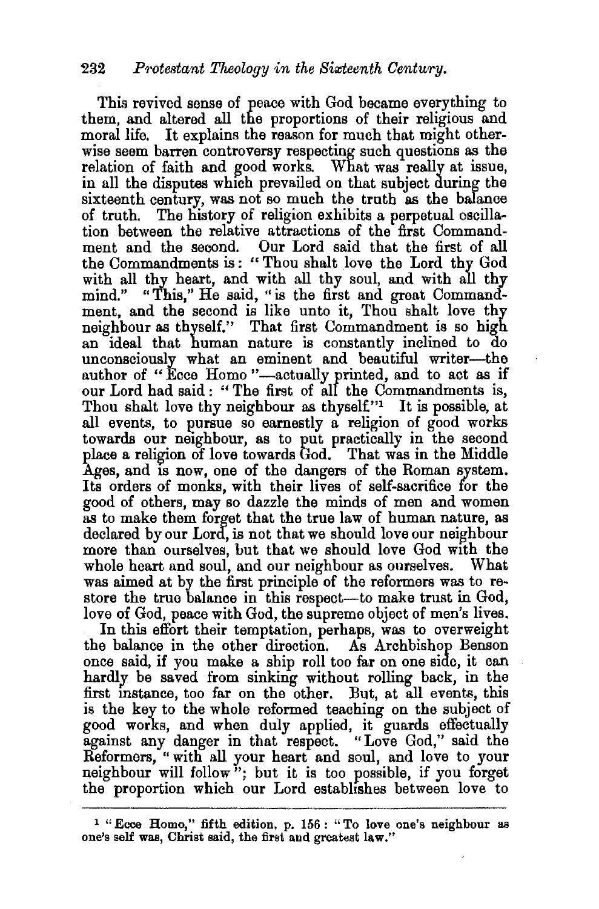This revived sense of peace with God became everything to them, and altered all the proportions of their religious and moral life. It explains the reason for much that might otherwise seem barren controversy respecting such questions as the relation of faith and good works. What was really at issue, in all the disputes which prevailed on that subject during the sixteenth century, was not so much the truth as the balance of truth. The history of religion exhibits a perpetual oscillation between the relative attractions of the first Commandment and the second. Our Lord said that the first of all the Commandments is: "Thou shalt love the Lord thy God with all thy heart, and with all thy soul, and with all thy mind." "This," He said, "is the first and great Commandment, and the second is like unto it, Thou shalt love thy neighbour as thyself." That first Commandment is so high an ideal that human nature is constantly inclined to do unconsciously what an eminent and beautiful writer—the author of "Ecce Homo"—actually printed, and to act as if our Lord had said: "The first of all the Commandments is, Thou shalt love thy neighbour as thyself."[1] It is possible, at all events, to pursue so earnestly a religion of good works towards our neighbour, as to put practically in the second place a religion of love towards God. That was in the Middle Ages, and is now, one of the dangers of the Roman system. Its orders of monks, with their lives of self-sacrifice for the good of others, may so dazzle the minds of men and women as to make them forget that the true law of human nature, as declared by our Lord, is not that we should love our neighbour more than ourselves, but that we should love God with the whole heart and soul, and our neighbour as ourselves. What was aimed at by the first principle of the reformers was to restore the true balance in this respect—to make trust in God, love of God, peace with God, the supreme object of men's lives.

In this effort their temptation, perhaps, was to overweight the balance in the other direction. As Archbishop Benson once said, if you make a ship roll too far on one side, it can hardly be saved from sinking without rolling back, in the first instance, too far on the other. But, at all events, this is the key to the whole reformed teaching on the subject of good works, and when duly applied, it guards effectually against any danger in that respect. "Love God," said the Reformers, "with all your heart and soul, and love to your neighbour will follow"; but it is too possible, if you forget the proportion which our Lord establishes between love to

---

[1] "Ecce Homo," fifth edition, p. 156: "To love one's neighbour as one's self was, Christ said, the first and greatest law."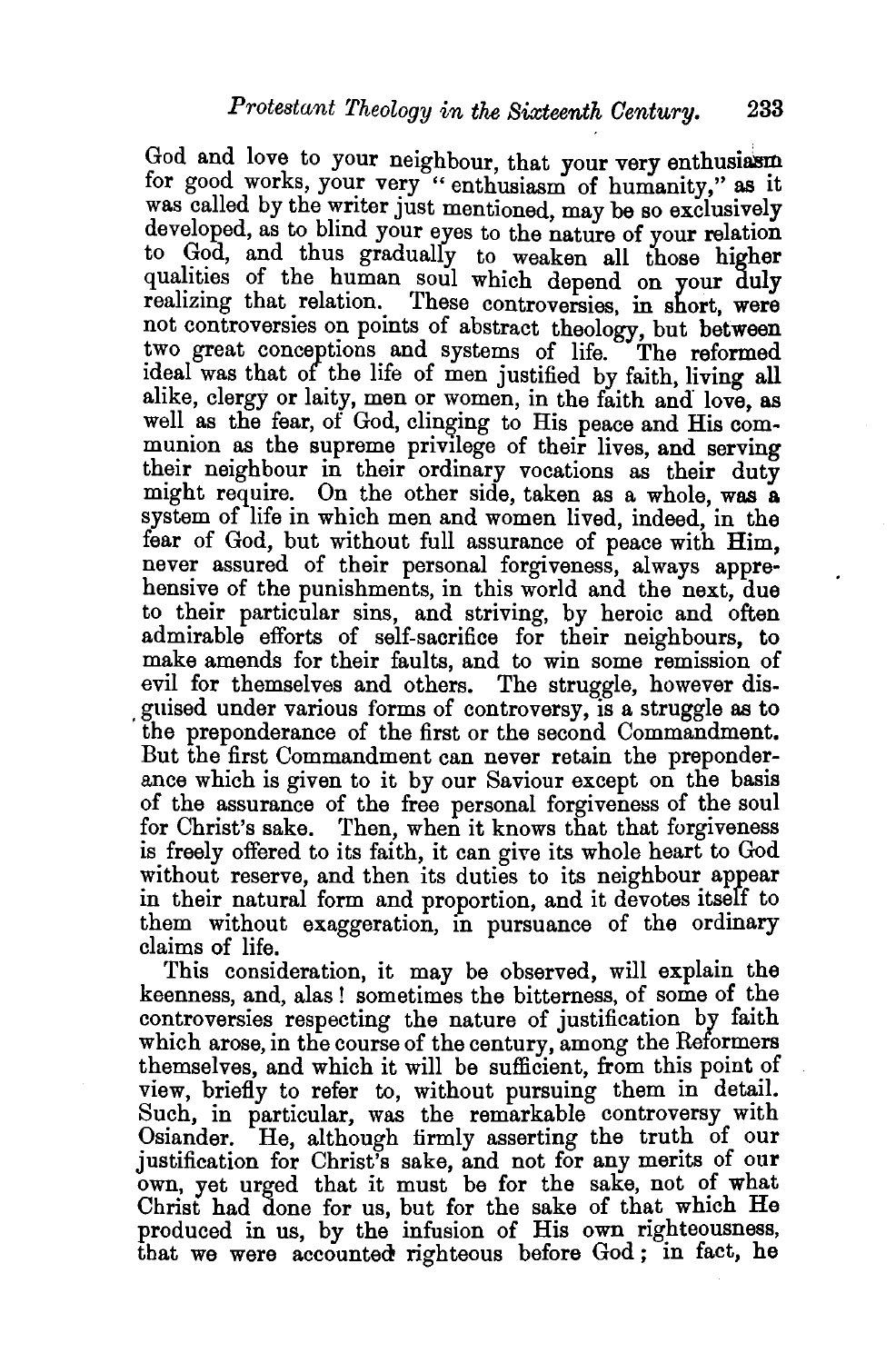God and love to your neighbour, that your very enthusiasm for good works, your very "enthusiasm of humanity," as it was called by the writer just mentioned, may be so exclusively developed, as to blind your eyes to the nature of your relation to God, and thus gradually to weaken all those higher qualities of the human soul which depend on your duly realizing that relation. These controversies, in short, were not controversies on points of abstract theology, but between two great conceptions and systems of life. The reformed ideal was that of the life of men justified by faith, living all alike, clergy or laity, men or women, in the faith and love, as well as the fear, of God, clinging to His peace and His communion as the supreme privilege of their lives, and serving their neighbour in their ordinary vocations as their duty might require. On the other side, taken as a whole, was a system of life in which men and women lived, indeed, in the fear of God, but without full assurance of peace with Him, never assured of their personal forgiveness, always apprehensive of the punishments, in this world and the next, due to their particular sins, and striving, by heroic and often admirable efforts of self-sacrifice for their neighbours, to make amends for their faults, and to win some remission of evil for themselves and others. The struggle, however disguised under various forms of controversy, is a struggle as to the preponderance of the first or the second Commandment. But the first Commandment can never retain the preponderance which is given to it by our Saviour except on the basis of the assurance of the free personal forgiveness of the soul for Christ's sake. Then, when it knows that that forgiveness is freely offered to its faith, it can give its whole heart to God without reserve, and then its duties to its neighbour appear in their natural form and proportion, and it devotes itself to them without exaggeration, in pursuance of the ordinary claims of life.

This consideration, it may be observed, will explain the keenness, and, alas! sometimes the bitterness, of some of the controversies respecting the nature of justification by faith which arose, in the course of the century, among the Reformers themselves, and which it will be sufficient, from this point of view, briefly to refer to, without pursuing them in detail. Such, in particular, was the remarkable controversy with Osiander. He, although firmly asserting the truth of our justification for Christ's sake, and not for any merits of our own, yet urged that it must be for the sake, not of what Christ had done for us, but for the sake of that which He produced in us, by the infusion of His own righteousness, that we were accounted righteous before God; in fact, he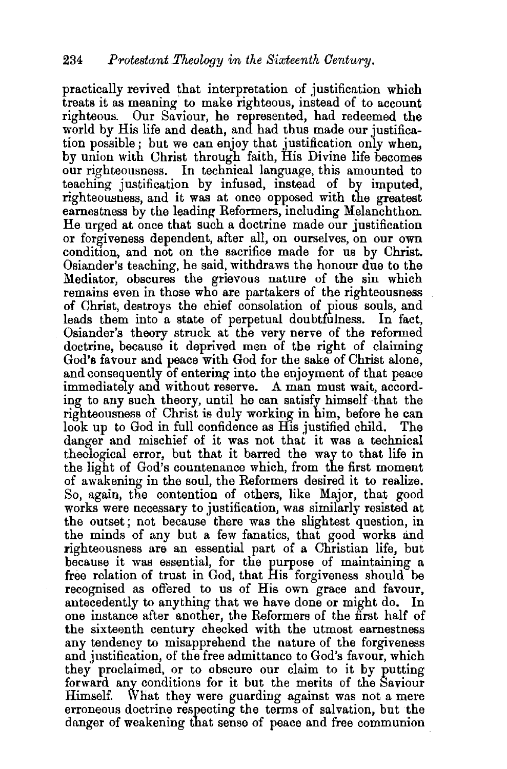practically revived that interpretation of justification which treats it as meaning to make righteous, instead of to account righteous. Our Saviour, he represented, had redeemed the world by His life and death, and had thus made our justification possible; but we can enjoy that justification only when, by union with Christ through faith, His Divine life becomes our righteousness. In technical language, this amounted to teaching justification by infused, instead of by imputed, righteousness, and it was at once opposed with the greatest earnestness by the leading Reformers, including Melanchthon. He urged at once that such a doctrine made our justification or forgiveness dependent, after all, on ourselves, on our own condition, and not on the sacrifice made for us by Christ. Osiander's teaching, he said, withdraws the honour due to the Mediator, obscures the grievous nature of the sin which remains even in those who are partakers of the righteousness of Christ, destroys the chief consolation of pious souls, and leads them into a state of perpetual doubtfulness. In fact, Osiander's theory struck at the very nerve of the reformed doctrine, because it deprived men of the right of claiming God's favour and peace with God for the sake of Christ alone, and consequently of entering into the enjoyment of that peace immediately and without reserve. A man must wait, according to any such theory, until he can satisfy himself that the righteousness of Christ is duly working in him, before he can look up to God in full confidence as His justified child. The danger and mischief of it was not that it was a technical theological error, but that it barred the way to that life in the light of God's countenance which, from the first moment of awakening in the soul, the Reformers desired it to realize. So, again, the contention of others, like Major, that good works were necessary to justification, was similarly resisted at the outset; not because there was the slightest question, in the minds of any but a few fanatics, that good works and righteousness are an essential part of a Christian life, but because it was essential, for the purpose of maintaining a free relation of trust in God, that His forgiveness should be recognised as offered to us of His own grace and favour, antecedently to anything that we have done or might do. In one instance after another, the Reformers of the first half of the sixteenth century checked with the utmost earnestness any tendency to misapprehend the nature of the forgiveness and justification, of the free admittance to God's favour, which they proclaimed, or to obscure our claim to it by putting forward any conditions for it but the merits of the Saviour Himself. What they were guarding against was not a mere erroneous doctrine respecting the terms of salvation, but the danger of weakening that sense of peace and free communion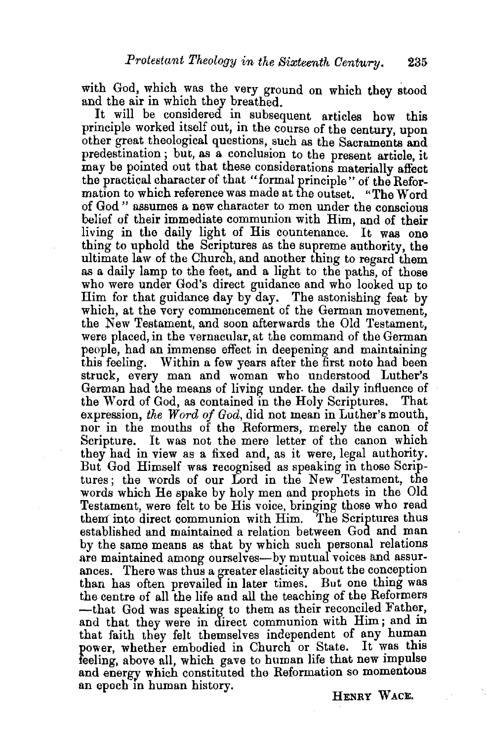with God, which was the very ground on which they stood and the air in which they breathed.

It will be considered in subsequent articles how this principle worked itself out, in the course of the century, upon other great theological questions, such as the Sacraments and predestination; but, as a conclusion to the present article, it may be pointed out that these considerations materially affect the practical character of that "formal principle" of the Reformation to which reference was made at the outset. "The Word of God" assumes a new character to men under the conscious belief of their immediate communion with Him, and of their living in the daily light of His countenance. It was one thing to uphold the Scriptures as the supreme authority, the ultimate law of the Church, and another thing to regard them as a daily lamp to the feet, and a light to the paths, of those who were under God's direct guidance and who looked up to Him for that guidance day by day. The astonishing feat by which, at the very commencement of the German movement, the New Testament, and soon afterwards the Old Testament, were placed, in the vernacular, at the command of the German people, had an immense effect in deepening and maintaining this feeling. Within a few years after the first note had been struck, every man and woman who understood Luther's German had the means of living under the daily influence of the Word of God, as contained in the Holy Scriptures. That expression, *the Word of God*, did not mean in Luther's mouth, nor in the mouths of the Reformers, merely the canon of Scripture. It was not the mere letter of the canon which they had in view as a fixed and, as it were, legal authority. But God Himself was recognised as speaking in those Scriptures; the words of our Lord in the New Testament, the words which He spake by holy men and prophets in the Old Testament, were felt to be His voice, bringing those who read them into direct communion with Him. The Scriptures thus established and maintained a relation between God and man by the same means as that by which such personal relations are maintained among ourselves—by mutual voices and assurances. There was thus a greater elasticity about the conception than has often prevailed in later times. But one thing was the centre of all the life and all the teaching of the Reformers—that God was speaking to them as their reconciled Father, and that they were in direct communion with Him; and in that faith they felt themselves independent of any human power, whether embodied in Church or State. It was this feeling, above all, which gave to human life that new impulse and energy which constituted the Reformation so momentous an epoch in human history.

HENRY WACE.